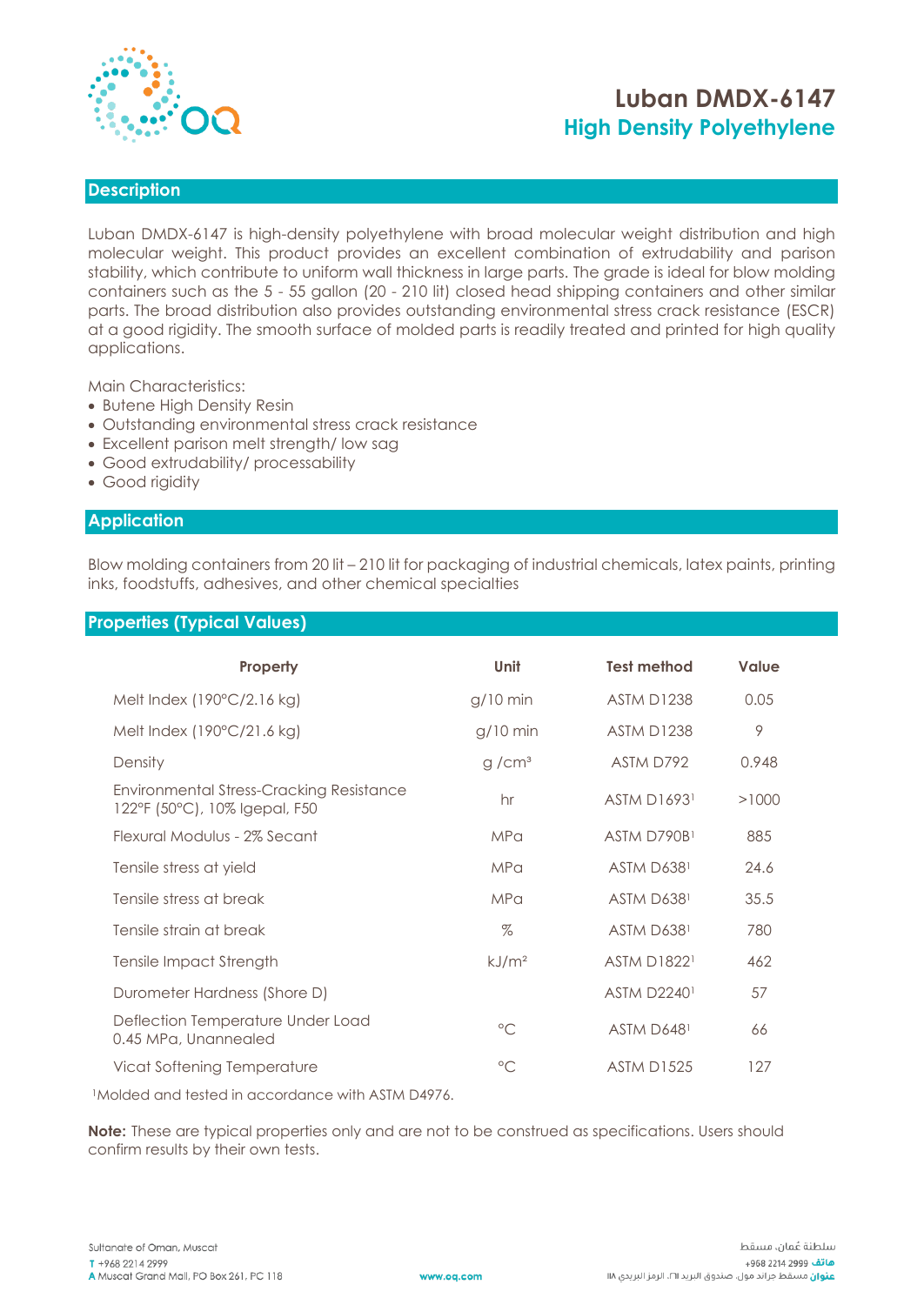# Luban DMDX-6147

## High Density Polyethylene

## Description

Luban DMDX-6147 is high-density polyethylene with broad molecular weight distribution and high molecular weight. This product provides an excellent combination of extrudability and parison stability, which contribute to uniform wall thickness in large parts. The grade is ideal for blow molding containers such as the 5 - 55 gallon (20 - 210 lit) closed head shipping containers and other similar parts. The broad distribution also provides outstanding environmental stress crack resistance (ESCR) at a good rigidity. The smooth surface of molded parts is readily treated and printed for high quality applications.

Main Characteristics:

- Butene High Density Resin
- Outstanding environmental stress crack resistance
- Excellent parison melt strength/ low sag
- Good extrudability/ processability
- Good rigidity

## Application

Blow molding containers from 20 lit – 210 lit for packaging of industrial chemicals, latex paints, printing inks, foodstuffs, adhesives, and other chemical specialties

## Properties (Typical Values)

| Property | Unit | Test method | Value |
|---|---|---|---|
| Melt Index (190°C/2.16 kg) | g/10 min | ASTM D1238 | 0.05 |
| Melt Index (190°C/21.6 kg) | g/10 min | ASTM D1238 | 9 |
| Density | g /cm³ | ASTM D792 | 0.948 |
| Environmental Stress-Cracking Resistance 122°F (50°C), 10% Igepal, F50 | hr | ASTM D1693[1] | >1000 |
| Flexural Modulus - 2% Secant | MPa | ASTM D790B[1] | 885 |
| Tensile stress at yield | MPa | ASTM D638[1] | 24.6 |
| Tensile stress at break | MPa | ASTM D638[1] | 35.5 |
| Tensile strain at break | % | ASTM D638[1] | 780 |
| Tensile Impact Strength | kJ/m² | ASTM D1822[1] | 462 |
| Durometer Hardness (Shore D) | | ASTM D2240[1] | 57 |
| Deflection Temperature Under Load 0.45 MPa, Unannealed | °C | ASTM D648[1] | 66 |
| Vicat Softening Temperature | °C | ASTM D1525 | 127 |

[1]Molded and tested in accordance with ASTM D4976.

**Note:** These are typical properties only and are not to be construed as specifications. Users should confirm results by their own tests.

Sultanate of Oman, Muscat
T +968 2214 2999
A Muscat Grand Mall, PO Box 261, PC 118

www.oq.com

سلطنة عُمان، مسقط
هاتف 2999 2214 968+
عنوان مسقط جراند مول، صندوق البريد ٢٦١، الرمز البريدي ١١٨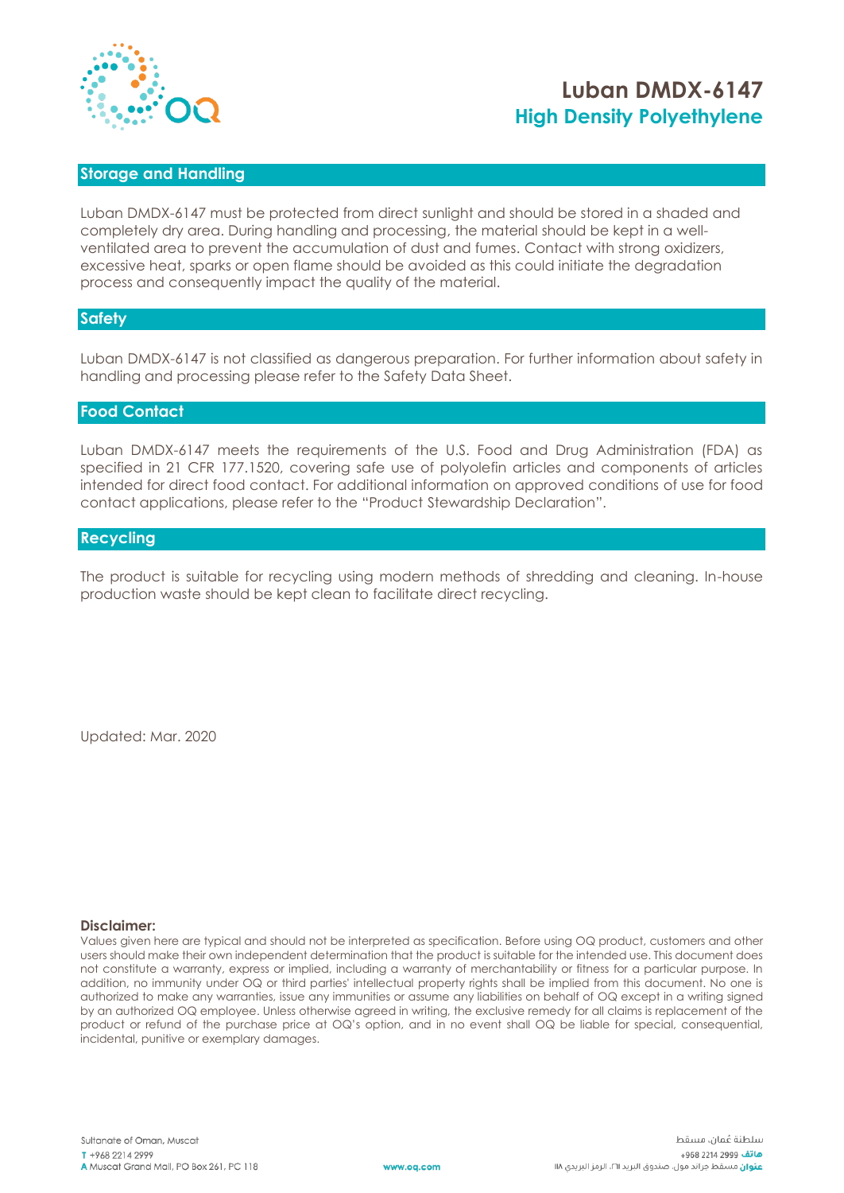# Luban DMDX-6147
## High Density Polyethylene

## Storage and Handling

Luban DMDX-6147 must be protected from direct sunlight and should be stored in a shaded and completely dry area. During handling and processing, the material should be kept in a well-ventilated area to prevent the accumulation of dust and fumes. Contact with strong oxidizers, excessive heat, sparks or open flame should be avoided as this could initiate the degradation process and consequently impact the quality of the material.

## Safety

Luban DMDX-6147 is not classified as dangerous preparation. For further information about safety in handling and processing please refer to the Safety Data Sheet.

## Food Contact

Luban DMDX-6147 meets the requirements of the U.S. Food and Drug Administration (FDA) as specified in 21 CFR 177.1520, covering safe use of polyolefin articles and components of articles intended for direct food contact. For additional information on approved conditions of use for food contact applications, please refer to the "Product Stewardship Declaration".

## Recycling

The product is suitable for recycling using modern methods of shredding and cleaning. In-house production waste should be kept clean to facilitate direct recycling.

Updated: Mar. 2020

**Disclaimer:**

Values given here are typical and should not be interpreted as specification. Before using OQ product, customers and other users should make their own independent determination that the product is suitable for the intended use. This document does not constitute a warranty, express or implied, including a warranty of merchantability or fitness for a particular purpose. In addition, no immunity under OQ or third parties' intellectual property rights shall be implied from this document. No one is authorized to make any warranties, issue any immunities or assume any liabilities on behalf of OQ except in a writing signed by an authorized OQ employee. Unless otherwise agreed in writing, the exclusive remedy for all claims is replacement of the product or refund of the purchase price at OQ's option, and in no event shall OQ be liable for special, consequential, incidental, punitive or exemplary damages.

Sultanate of Oman, Muscat
T +968 2214 2999
A Muscat Grand Mall, PO Box 261, PC 118

www.oq.com

سلطنة عُمان، مسقط
هاتف 2999 2214 968+
عنوان مسقط جراند مول، صندوق البريد ٢٦١، الرمز البريدي ١١٨